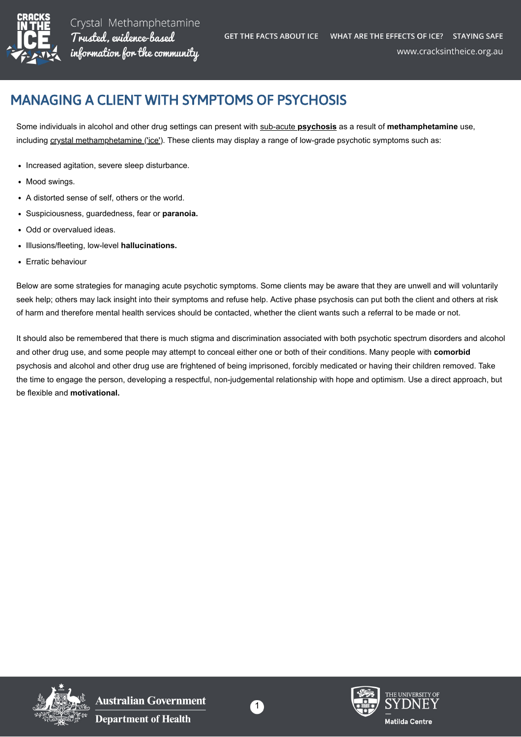# MANAGING A CLIENT WITH SYMPTOMS OF PSYCHOSIS

Some individuals in alcohol and other drug settings can present with sub-acute **psychosis** as a result of **methamphetamine** use, including crystal methamphetamine ('ice'). These clients may display a range of low-grade psychotic symptoms such as:

- Increased agitation, severe sleep disturbance.
- Mood swings.
- A distorted sense of self, others or the world.
- Suspiciousness, guardedness, fear or **paranoia.**
- Odd or overvalued ideas.
- Illusions/fleeting, low-level **hallucinations.**
- Erratic behaviour

Below are some strategies for managing acute psychotic symptoms. Some clients may be aware that they are unwell and will voluntarily seek help; others may lack insight into their symptoms and refuse help. Active phase psychosis can put both the client and others at risk of harm and therefore mental health services should be contacted, whether the client wants such a referral to be made or not.

It should also be remembered that there is much stigma and discrimination associated with both psychotic spectrum disorders and alcohol and other drug use, and some people may attempt to conceal either one or both of their conditions. Many people with **comorbid** psychosis and alcohol and other drug use are frightened of being imprisoned, forcibly medicated or having their children removed. Take the time to engage the person, developing a respectful, non-judgemental relationship with hope and optimism. Use a direct approach, but be flexible and **motivational.**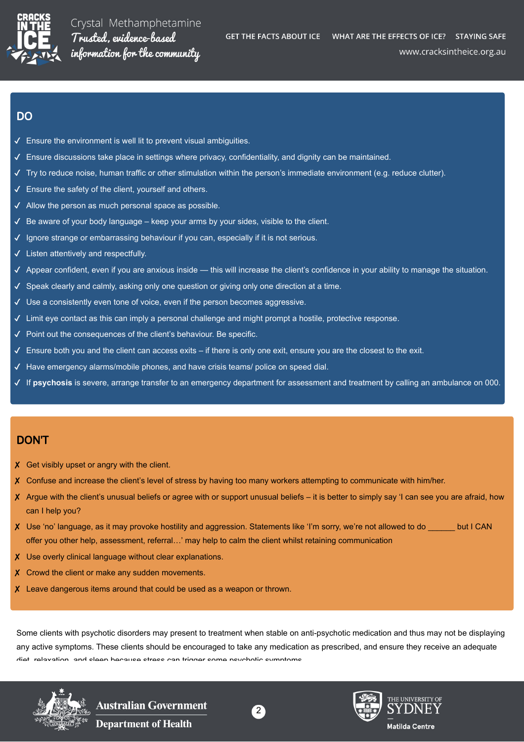## DO

- ✓ Ensure the environment is well lit to prevent visual ambiguities.
- ✓ Ensure discussions take place in settings where privacy, confidentiality, and dignity can be maintained.
- ✓ Try to reduce noise, human traffic or other stimulation within the person's immediate environment (e.g. reduce clutter).
- ✓ Ensure the safety of the client, yourself and others.
- ✓ Allow the person as much personal space as possible.
- ✓ Be aware of your body language – keep your arms by your sides, visible to the client.
- ✓ Ignore strange or embarrassing behaviour if you can, especially if it is not serious.
- ✓ Listen attentively and respectfully.
- ✓ Appear confident, even if you are anxious inside — this will increase the client's confidence in your ability to manage the situation.
- ✓ Speak clearly and calmly, asking only one question or giving only one direction at a time.
- ✓ Use a consistently even tone of voice, even if the person becomes aggressive.
- ✓ Limit eye contact as this can imply a personal challenge and might prompt a hostile, protective response.
- ✓ Point out the consequences of the client's behaviour. Be specific.
- ✓ Ensure both you and the client can access exits – if there is only one exit, ensure you are the closest to the exit.
- ✓ Have emergency alarms/mobile phones, and have crisis teams/ police on speed dial.
- ✓ If **psychosis** is severe, arrange transfer to an emergency department for assessment and treatment by calling an ambulance on 000.

## DON'T

- ✗ Get visibly upset or angry with the client.
- ✗ Confuse and increase the client's level of stress by having too many workers attempting to communicate with him/her.
- ✗ Argue with the client's unusual beliefs or agree with or support unusual beliefs – it is better to simply say 'I can see you are afraid, how can I help you?
- ✗ Use 'no' language, as it may provoke hostility and aggression. Statements like 'I'm sorry, we're not allowed to do ______ but I CAN offer you other help, assessment, referral…' may help to calm the client whilst retaining communication
- ✗ Use overly clinical language without clear explanations.
- ✗ Crowd the client or make any sudden movements.
- ✗ Leave dangerous items around that could be used as a weapon or thrown.

Some clients with psychotic disorders may present to treatment when stable on anti-psychotic medication and thus may not be displaying any active symptoms. These clients should be encouraged to take any medication as prescribed, and ensure they receive an adequate diet, relaxation, and sleep because stress can trigger some psychotic symptoms.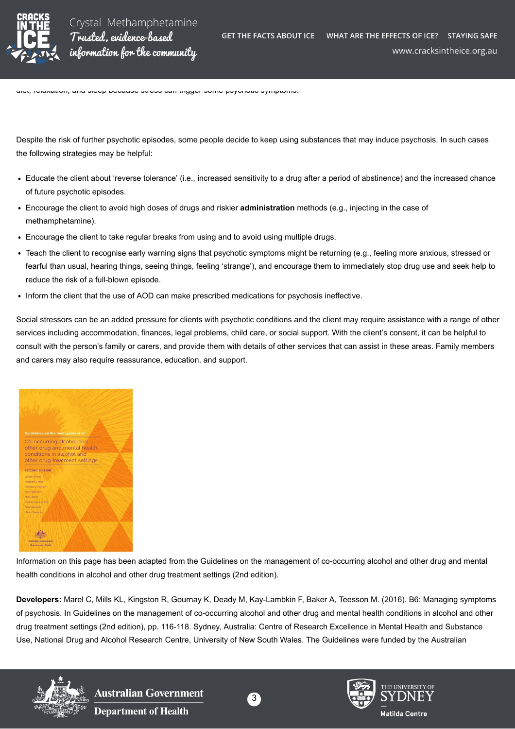diet, relaxation, and sleep because stress can trigger some psychotic symptoms.

Despite the risk of further psychotic episodes, some people decide to keep using substances that may induce psychosis. In such cases the following strategies may be helpful:

- Educate the client about ‘reverse tolerance’ (i.e., increased sensitivity to a drug after a period of abstinence) and the increased chance of future psychotic episodes.
- Encourage the client to avoid high doses of drugs and riskier **administration** methods (e.g., injecting in the case of methamphetamine).
- Encourage the client to take regular breaks from using and to avoid using multiple drugs.
- Teach the client to recognise early warning signs that psychotic symptoms might be returning (e.g., feeling more anxious, stressed or fearful than usual, hearing things, seeing things, feeling ‘strange’), and encourage them to immediately stop drug use and seek help to reduce the risk of a full-blown episode.
- Inform the client that the use of AOD can make prescribed medications for psychosis ineffective.

Social stressors can be an added pressure for clients with psychotic conditions and the client may require assistance with a range of other services including accommodation, finances, legal problems, child care, or social support. With the client’s consent, it can be helpful to consult with the person’s family or carers, and provide them with details of other services that can assist in these areas. Family members and carers may also require reassurance, education, and support.

Information on this page has been adapted from the Guidelines on the management of co-occurring alcohol and other drug and mental health conditions in alcohol and other drug treatment settings (2nd edition).

**Developers:** Marel C, Mills KL, Kingston R, Gournay K, Deady M, Kay-Lambkin F, Baker A, Teesson M. (2016). B6: Managing symptoms of psychosis. In Guidelines on the management of co-occurring alcohol and other drug and mental health conditions in alcohol and other drug treatment settings (2nd edition), pp. 116-118. Sydney, Australia: Centre of Research Excellence in Mental Health and Substance Use, National Drug and Alcohol Research Centre, University of New South Wales. The Guidelines were funded by the Australian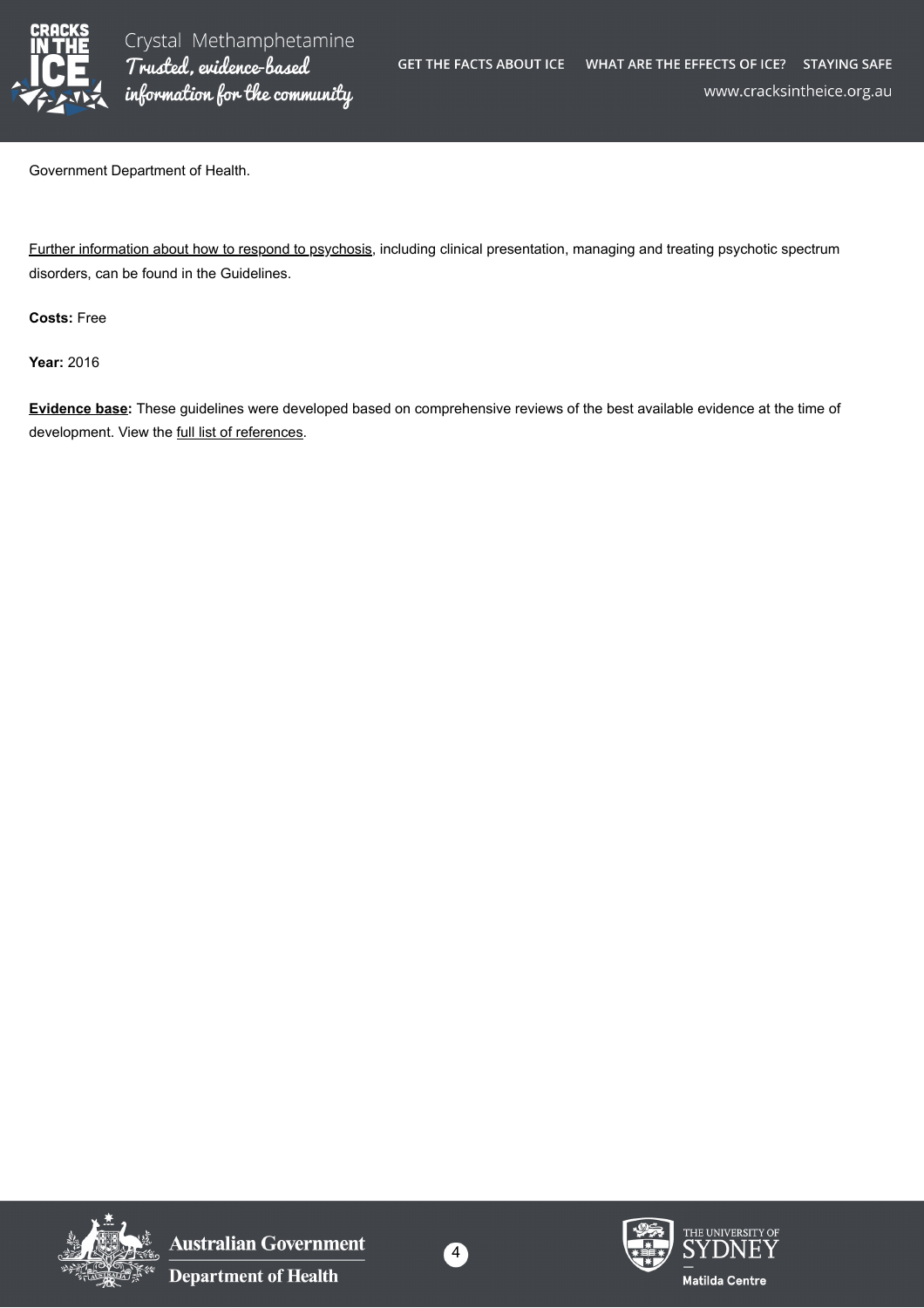Government Department of Health.

Further information about how to respond to psychosis, including clinical presentation, managing and treating psychotic spectrum disorders, can be found in the Guidelines.

**Costs:** Free

**Year:** 2016

**Evidence base:** These guidelines were developed based on comprehensive reviews of the best available evidence at the time of development. View the full list of references.